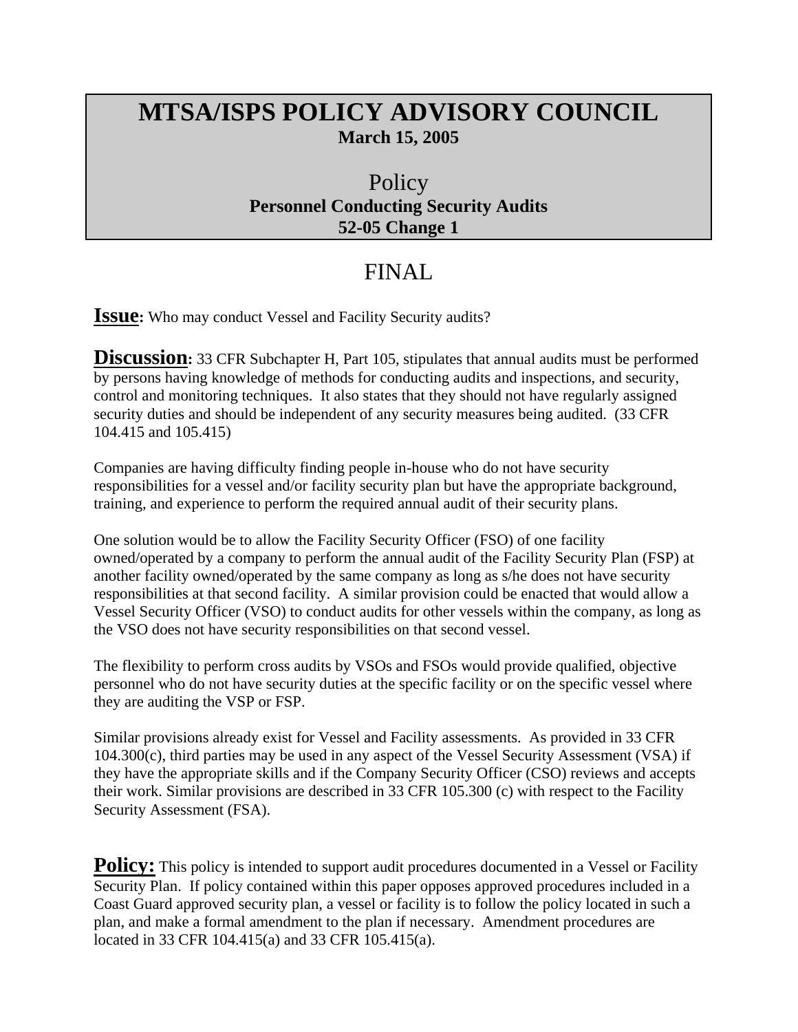# MTSA/ISPS POLICY ADVISORY COUNCIL

**March 15, 2005**

## Policy

**Personnel Conducting Security Audits**

**52-05 Change 1**

## FINAL

**Issue:** Who may conduct Vessel and Facility Security audits?

**Discussion:** 33 CFR Subchapter H, Part 105, stipulates that annual audits must be performed by persons having knowledge of methods for conducting audits and inspections, and security, control and monitoring techniques. It also states that they should not have regularly assigned security duties and should be independent of any security measures being audited. (33 CFR 104.415 and 105.415)

Companies are having difficulty finding people in-house who do not have security responsibilities for a vessel and/or facility security plan but have the appropriate background, training, and experience to perform the required annual audit of their security plans.

One solution would be to allow the Facility Security Officer (FSO) of one facility owned/operated by a company to perform the annual audit of the Facility Security Plan (FSP) at another facility owned/operated by the same company as long as s/he does not have security responsibilities at that second facility. A similar provision could be enacted that would allow a Vessel Security Officer (VSO) to conduct audits for other vessels within the company, as long as the VSO does not have security responsibilities on that second vessel.

The flexibility to perform cross audits by VSOs and FSOs would provide qualified, objective personnel who do not have security duties at the specific facility or on the specific vessel where they are auditing the VSP or FSP.

Similar provisions already exist for Vessel and Facility assessments. As provided in 33 CFR 104.300(c), third parties may be used in any aspect of the Vessel Security Assessment (VSA) if they have the appropriate skills and if the Company Security Officer (CSO) reviews and accepts their work. Similar provisions are described in 33 CFR 105.300 (c) with respect to the Facility Security Assessment (FSA).

**Policy:** This policy is intended to support audit procedures documented in a Vessel or Facility Security Plan. If policy contained within this paper opposes approved procedures included in a Coast Guard approved security plan, a vessel or facility is to follow the policy located in such a plan, and make a formal amendment to the plan if necessary. Amendment procedures are located in 33 CFR 104.415(a) and 33 CFR 105.415(a).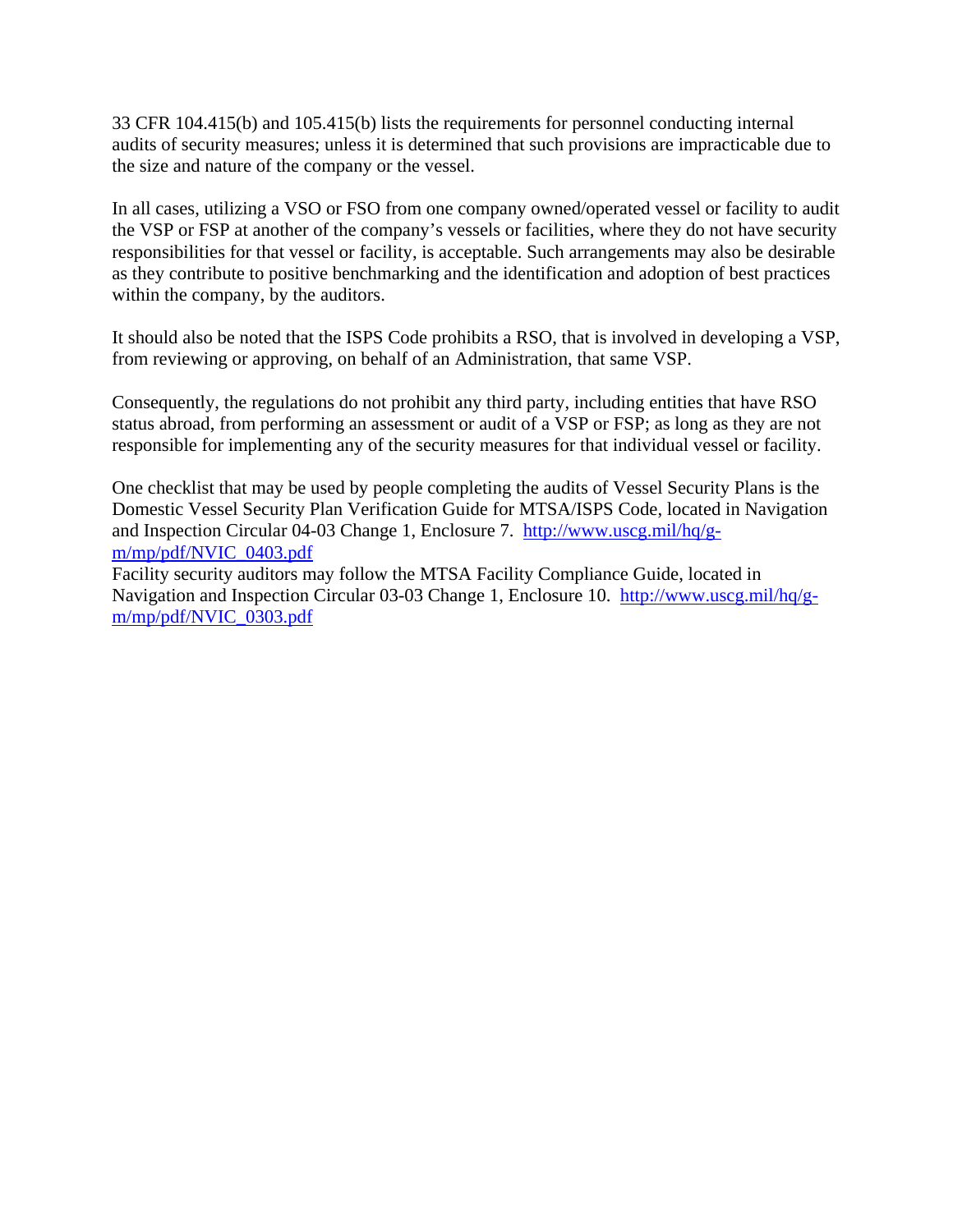33 CFR 104.415(b) and 105.415(b) lists the requirements for personnel conducting internal audits of security measures; unless it is determined that such provisions are impracticable due to the size and nature of the company or the vessel.

In all cases, utilizing a VSO or FSO from one company owned/operated vessel or facility to audit the VSP or FSP at another of the company's vessels or facilities, where they do not have security responsibilities for that vessel or facility, is acceptable. Such arrangements may also be desirable as they contribute to positive benchmarking and the identification and adoption of best practices within the company, by the auditors.

It should also be noted that the ISPS Code prohibits a RSO, that is involved in developing a VSP, from reviewing or approving, on behalf of an Administration, that same VSP.

Consequently, the regulations do not prohibit any third party, including entities that have RSO status abroad, from performing an assessment or audit of a VSP or FSP; as long as they are not responsible for implementing any of the security measures for that individual vessel or facility.

One checklist that may be used by people completing the audits of Vessel Security Plans is the Domestic Vessel Security Plan Verification Guide for MTSA/ISPS Code, located in Navigation and Inspection Circular 04-03 Change 1, Enclosure 7. [http://www.uscg.mil/hq/g-m/mp/pdf/NVIC_0403.pdf](http://www.uscg.mil/hq/g-m/mp/pdf/NVIC_0403.pdf)
Facility security auditors may follow the MTSA Facility Compliance Guide, located in Navigation and Inspection Circular 03-03 Change 1, Enclosure 10. [http://www.uscg.mil/hq/g-m/mp/pdf/NVIC_0303.pdf](http://www.uscg.mil/hq/g-m/mp/pdf/NVIC_0303.pdf)